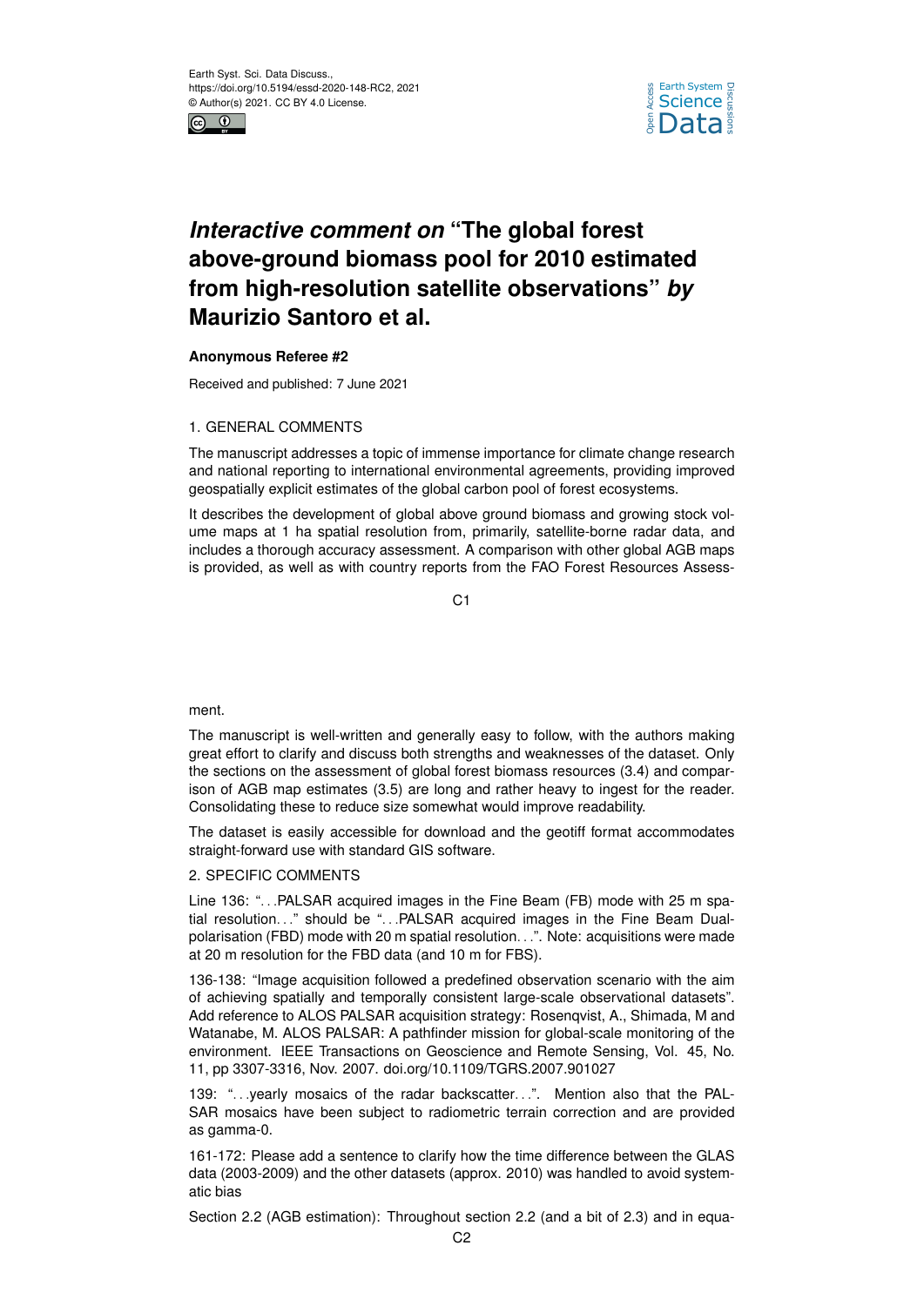# *Interactive comment on* "The global forest above-ground biomass pool for 2010 estimated from high-resolution satellite observations" *by* Maurizio Santoro et al.

**Anonymous Referee #2**

Received and published: 7 June 2021

1. GENERAL COMMENTS

The manuscript addresses a topic of immense importance for climate change research and national reporting to international environmental agreements, providing improved geospatially explicit estimates of the global carbon pool of forest ecosystems.

It describes the development of global above ground biomass and growing stock volume maps at 1 ha spatial resolution from, primarily, satellite-borne radar data, and includes a thorough accuracy assessment. A comparison with other global AGB maps is provided, as well as with country reports from the FAO Forest Resources Assessment.

The manuscript is well-written and generally easy to follow, with the authors making great effort to clarify and discuss both strengths and weaknesses of the dataset. Only the sections on the assessment of global forest biomass resources (3.4) and comparison of AGB map estimates (3.5) are long and rather heavy to ingest for the reader. Consolidating these to reduce size somewhat would improve readability.

The dataset is easily accessible for download and the geotiff format accommodates straight-forward use with standard GIS software.

2. SPECIFIC COMMENTS

Line 136: "...PALSAR acquired images in the Fine Beam (FB) mode with 25 m spatial resolution..." should be "...PALSAR acquired images in the Fine Beam Dual-polarisation (FBD) mode with 20 m spatial resolution...". Note: acquisitions were made at 20 m resolution for the FBD data (and 10 m for FBS).

136-138: "Image acquisition followed a predefined observation scenario with the aim of achieving spatially and temporally consistent large-scale observational datasets". Add reference to ALOS PALSAR acquisition strategy: Rosenqvist, A., Shimada, M and Watanabe, M. ALOS PALSAR: A pathfinder mission for global-scale monitoring of the environment. IEEE Transactions on Geoscience and Remote Sensing, Vol. 45, No. 11, pp 3307-3316, Nov. 2007. doi.org/10.1109/TGRS.2007.901027

139: "...yearly mosaics of the radar backscatter...". Mention also that the PALSAR mosaics have been subject to radiometric terrain correction and are provided as gamma-0.

161-172: Please add a sentence to clarify how the time difference between the GLAS data (2003-2009) and the other datasets (approx. 2010) was handled to avoid systematic bias

Section 2.2 (AGB estimation): Throughout section 2.2 (and a bit of 2.3) and in equa-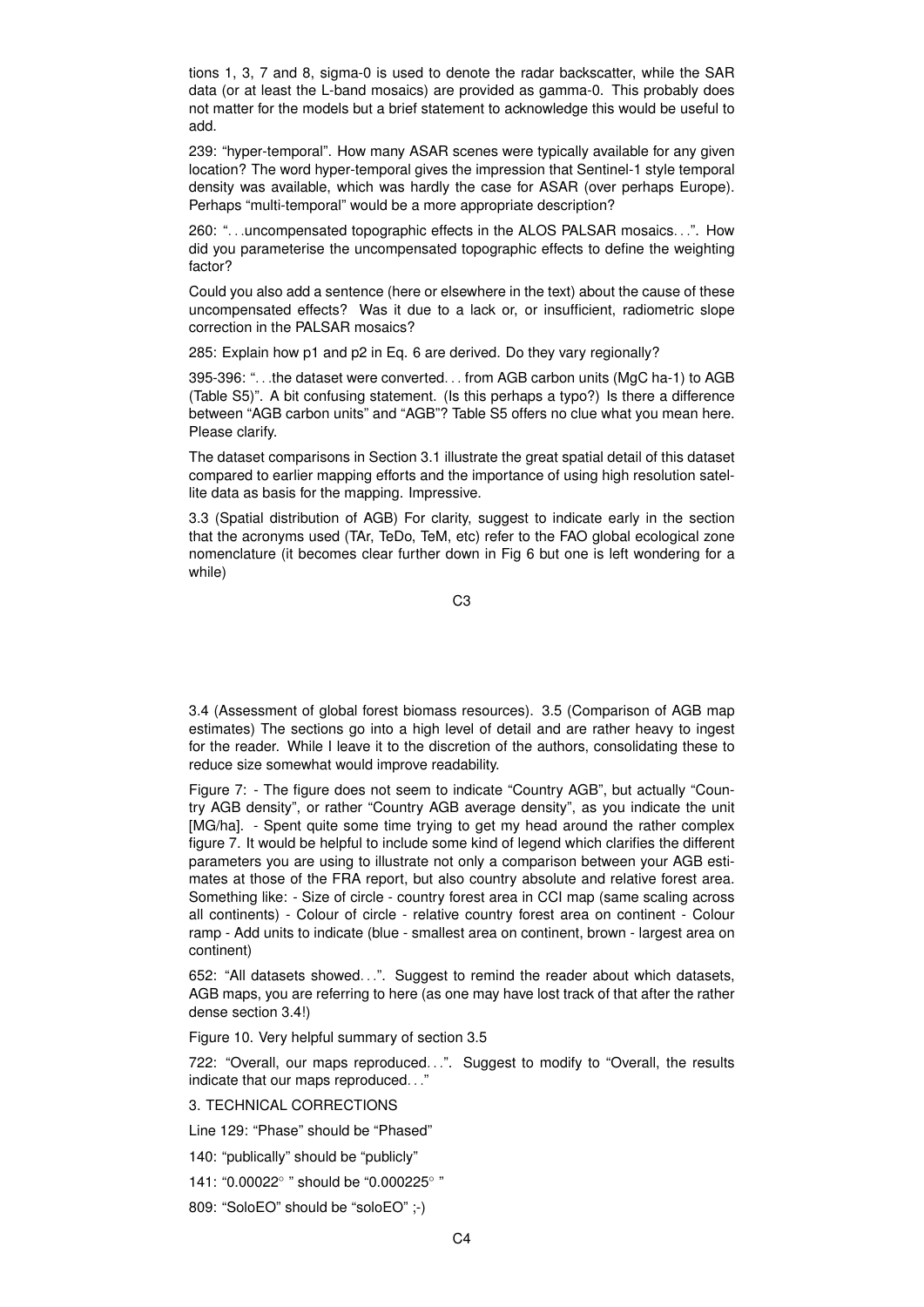tions 1, 3, 7 and 8, sigma-0 is used to denote the radar backscatter, while the SAR data (or at least the L-band mosaics) are provided as gamma-0. This probably does not matter for the models but a brief statement to acknowledge this would be useful to add.

239: "hyper-temporal". How many ASAR scenes were typically available for any given location? The word hyper-temporal gives the impression that Sentinel-1 style temporal density was available, which was hardly the case for ASAR (over perhaps Europe). Perhaps "multi-temporal" would be a more appropriate description?

260: "...uncompensated topographic effects in the ALOS PALSAR mosaics...". How did you parameterise the uncompensated topographic effects to define the weighting factor?

Could you also add a sentence (here or elsewhere in the text) about the cause of these uncompensated effects? Was it due to a lack or, or insufficient, radiometric slope correction in the PALSAR mosaics?

285: Explain how p1 and p2 in Eq. 6 are derived. Do they vary regionally?

395-396: "...the dataset were converted... from AGB carbon units (MgC ha-1) to AGB (Table S5)". A bit confusing statement. (Is this perhaps a typo?) Is there a difference between "AGB carbon units" and "AGB"? Table S5 offers no clue what you mean here. Please clarify.

The dataset comparisons in Section 3.1 illustrate the great spatial detail of this dataset compared to earlier mapping efforts and the importance of using high resolution satellite data as basis for the mapping. Impressive.

3.3 (Spatial distribution of AGB) For clarity, suggest to indicate early in the section that the acronyms used (TAr, TeDo, TeM, etc) refer to the FAO global ecological zone nomenclature (it becomes clear further down in Fig 6 but one is left wondering for a while)

3.4 (Assessment of global forest biomass resources). 3.5 (Comparison of AGB map estimates) The sections go into a high level of detail and are rather heavy to ingest for the reader. While I leave it to the discretion of the authors, consolidating these to reduce size somewhat would improve readability.

Figure 7: - The figure does not seem to indicate "Country AGB", but actually "Country AGB density", or rather "Country AGB average density", as you indicate the unit [MG/ha]. - Spent quite some time trying to get my head around the rather complex figure 7. It would be helpful to include some kind of legend which clarifies the different parameters you are using to illustrate not only a comparison between your AGB estimates at those of the FRA report, but also country absolute and relative forest area. Something like: - Size of circle - country forest area in CCI map (same scaling across all continents) - Colour of circle - relative country forest area on continent - Colour ramp - Add units to indicate (blue - smallest area on continent, brown - largest area on continent)

652: "All datasets showed...". Suggest to remind the reader about which datasets, AGB maps, you are referring to here (as one may have lost track of that after the rather dense section 3.4!)

Figure 10. Very helpful summary of section 3.5

722: "Overall, our maps reproduced...". Suggest to modify to "Overall, the results indicate that our maps reproduced..."

3. TECHNICAL CORRECTIONS

Line 129: "Phase" should be "Phased"

140: "publically" should be "publicly"

141: "0.00022° " should be "0.000225° "

809: "SoloEO" should be "soloEO" ;-)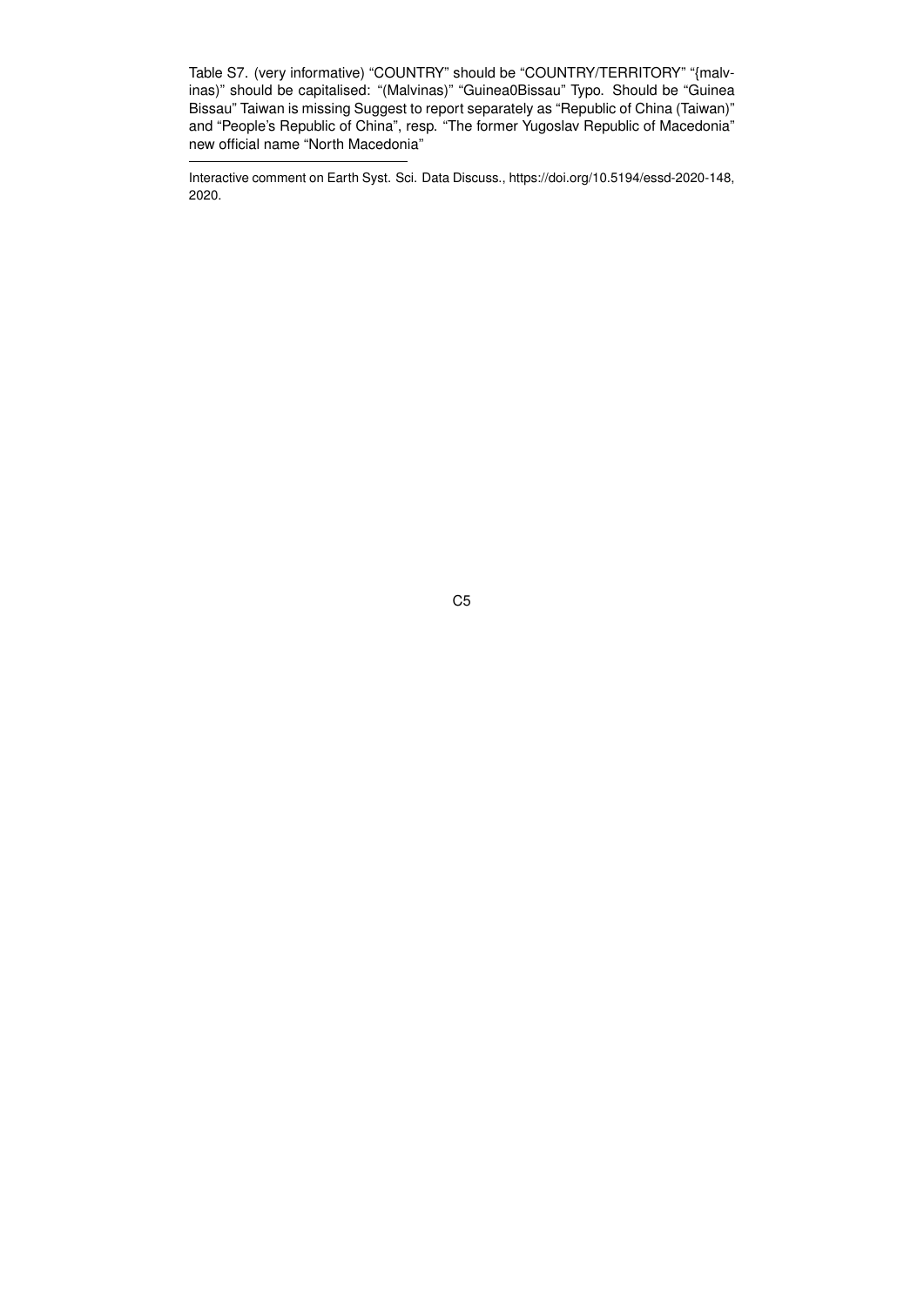Table S7. (very informative) “COUNTRY” should be “COUNTRY/TERRITORY” “{malvinas)” should be capitalised: “(Malvinas)” “Guinea0Bissau” Typo. Should be “Guinea Bissau” Taiwan is missing Suggest to report separately as “Republic of China (Taiwan)” and “People’s Republic of China”, resp. “The former Yugoslav Republic of Macedonia” new official name “North Macedonia”

---

Interactive comment on Earth Syst. Sci. Data Discuss., https://doi.org/10.5194/essd-2020-148, 2020.